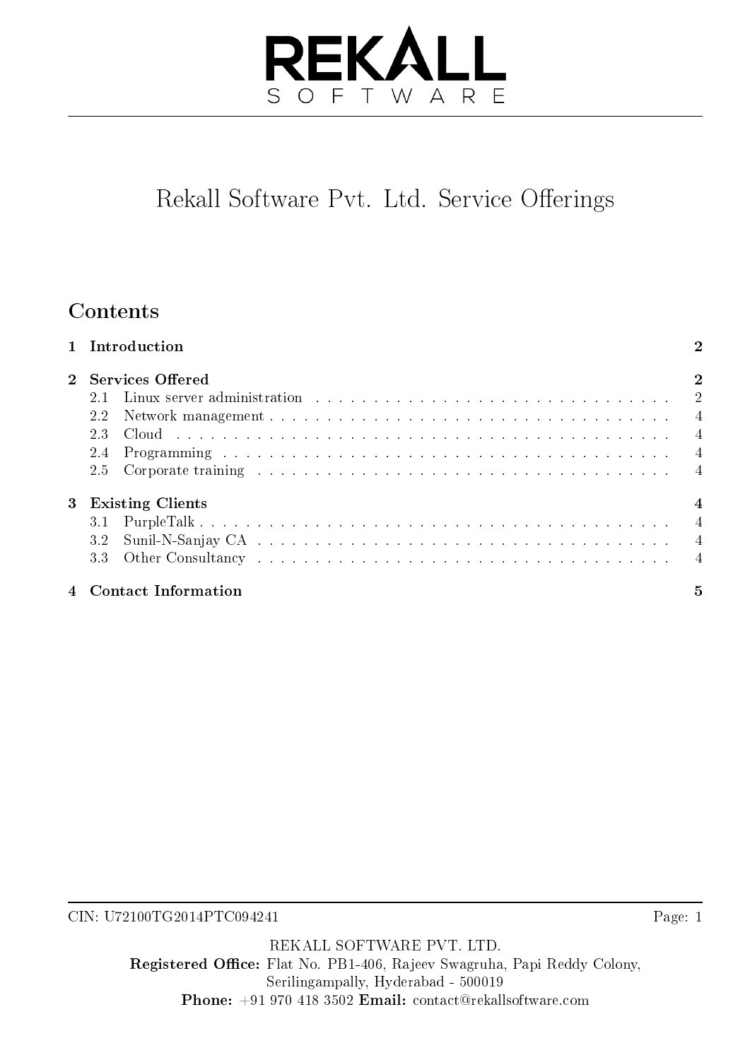# Rekall Software Pvt. Ltd. Service Offerings

## Contents

**1 Introduction** — **2**

**2 Services Offered** — **2**

- 2.1 Linux server administration — 2
- 2.2 Network management — 4
- 2.3 Cloud — 4
- 2.4 Programming — 4
- 2.5 Corporate training — 4

**3 Existing Clients** — **4**

- 3.1 PurpleTalk — 4
- 3.2 Sunil-N-Sanjay CA — 4
- 3.3 Other Consultancy — 4

**4 Contact Information** — **5**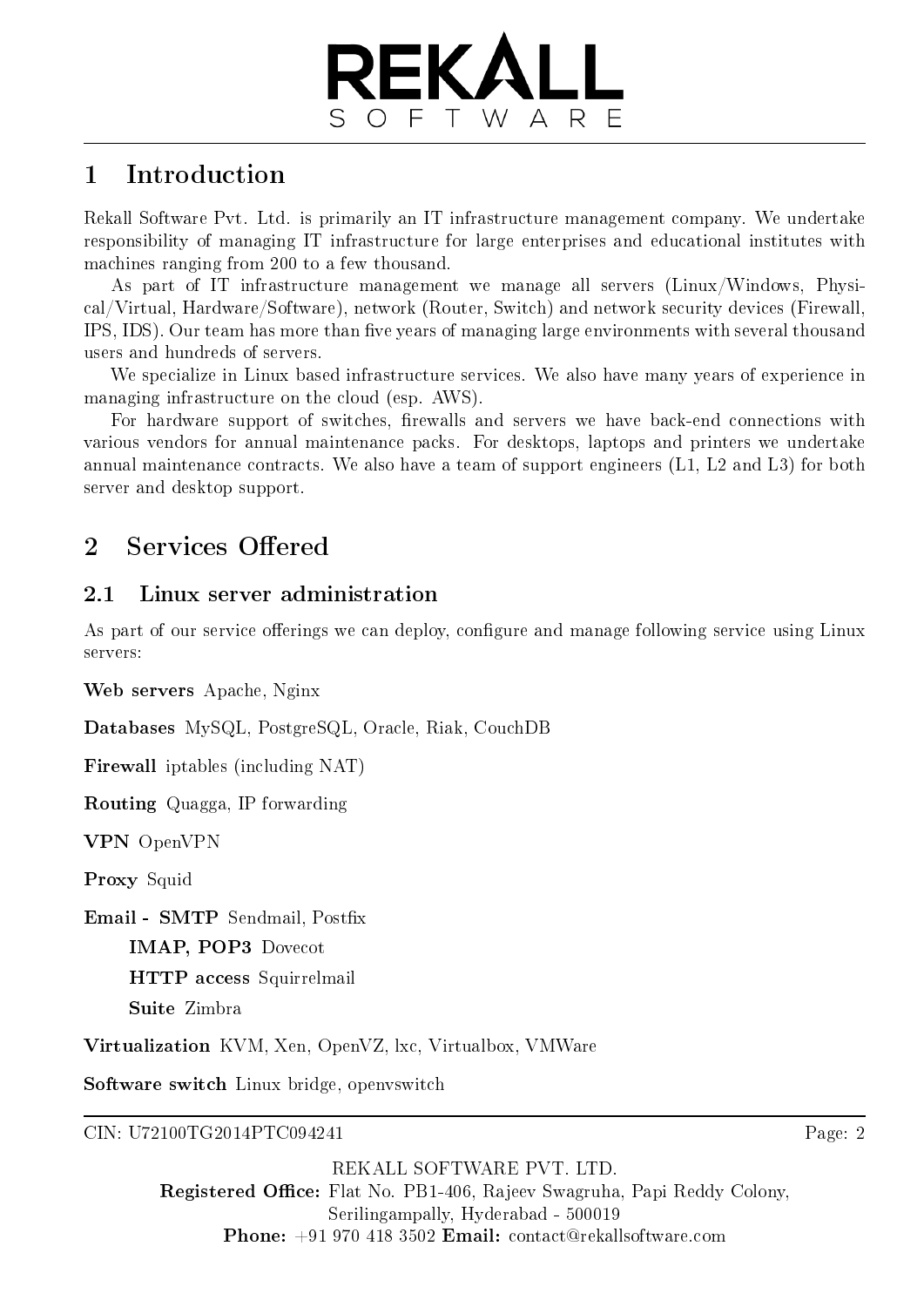# 1 Introduction

Rekall Software Pvt. Ltd. is primarily an IT infrastructure management company. We undertake responsibility of managing IT infrastructure for large enterprises and educational institutes with machines ranging from 200 to a few thousand.

As part of IT infrastructure management we manage all servers (Linux/Windows, Physical/Virtual, Hardware/Software), network (Router, Switch) and network security devices (Firewall, IPS, IDS). Our team has more than five years of managing large environments with several thousand users and hundreds of servers.

We specialize in Linux based infrastructure services. We also have many years of experience in managing infrastructure on the cloud (esp. AWS).

For hardware support of switches, firewalls and servers we have back-end connections with various vendors for annual maintenance packs. For desktops, laptops and printers we undertake annual maintenance contracts. We also have a team of support engineers (L1, L2 and L3) for both server and desktop support.

# 2 Services Offered

## 2.1 Linux server administration

As part of our service offerings we can deploy, configure and manage following service using Linux servers:

**Web servers** Apache, Nginx

**Databases** MySQL, PostgreSQL, Oracle, Riak, CouchDB

**Firewall** iptables (including NAT)

**Routing** Quagga, IP forwarding

**VPN** OpenVPN

**Proxy** Squid

**Email - SMTP** Sendmail, Postfix

- **IMAP, POP3** Dovecot
- **HTTP access** Squirrelmail
- **Suite** Zimbra

**Virtualization** KVM, Xen, OpenVZ, lxc, Virtualbox, VMWare

**Software switch** Linux bridge, openvswitch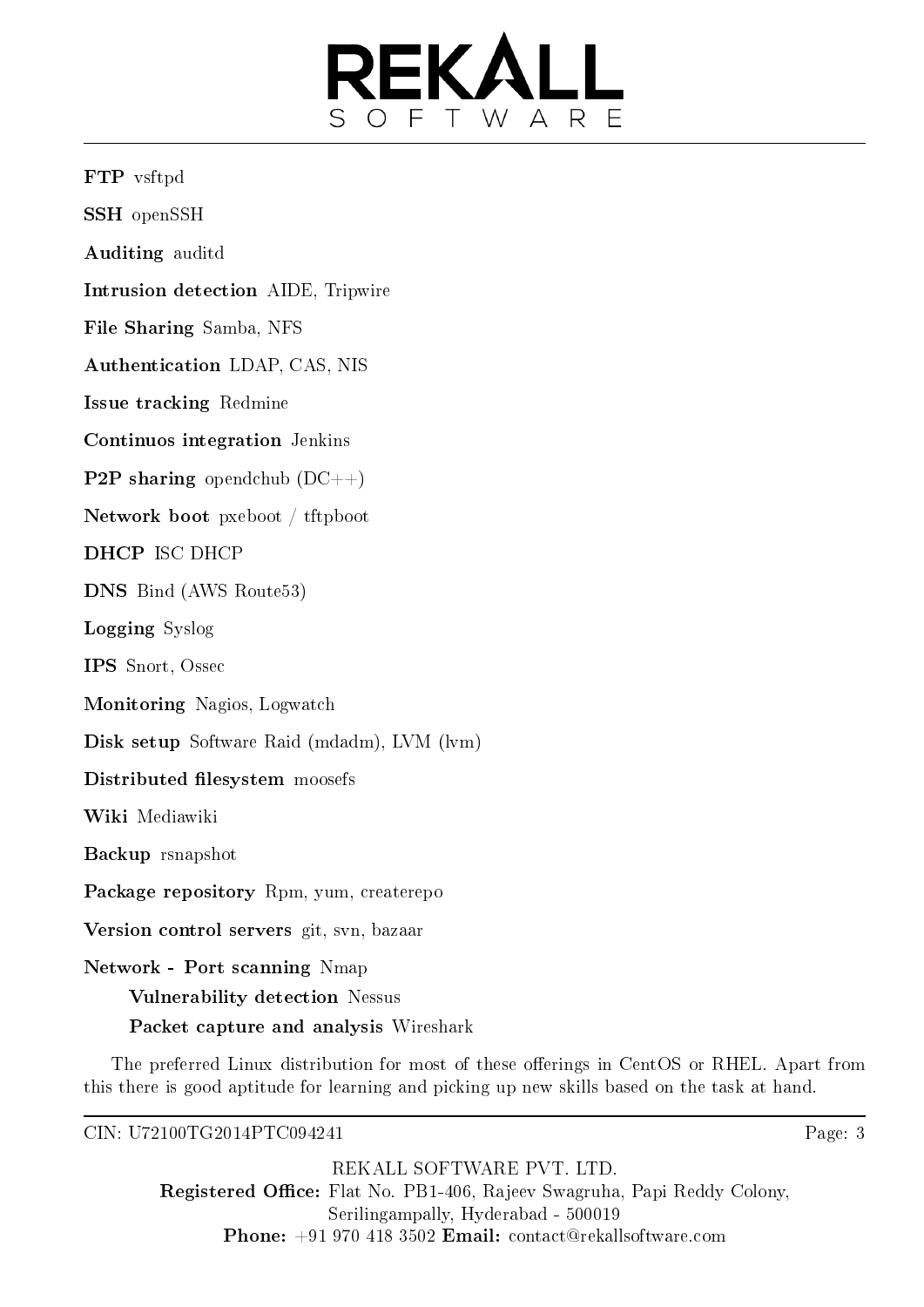**FTP** vsftpd

**SSH** openSSH

**Auditing** auditd

**Intrusion detection** AIDE, Tripwire

**File Sharing** Samba, NFS

**Authentication** LDAP, CAS, NIS

**Issue tracking** Redmine

**Continuos integration** Jenkins

**P2P sharing** opendchub (DC++)

**Network boot** pxeboot / tftpboot

**DHCP** ISC DHCP

**DNS** Bind (AWS Route53)

**Logging** Syslog

**IPS** Snort, Ossec

**Monitoring** Nagios, Logwatch

**Disk setup** Software Raid (mdadm), LVM (lvm)

**Distributed filesystem** moosefs

**Wiki** Mediawiki

**Backup** rsnapshot

**Package repository** Rpm, yum, createrepo

**Version control servers** git, svn, bazaar

**Network - Port scanning** Nmap

- **Vulnerability detection** Nessus
- **Packet capture and analysis** Wireshark

The preferred Linux distribution for most of these offerings in CentOS or RHEL. Apart from this there is good aptitude for learning and picking up new skills based on the task at hand.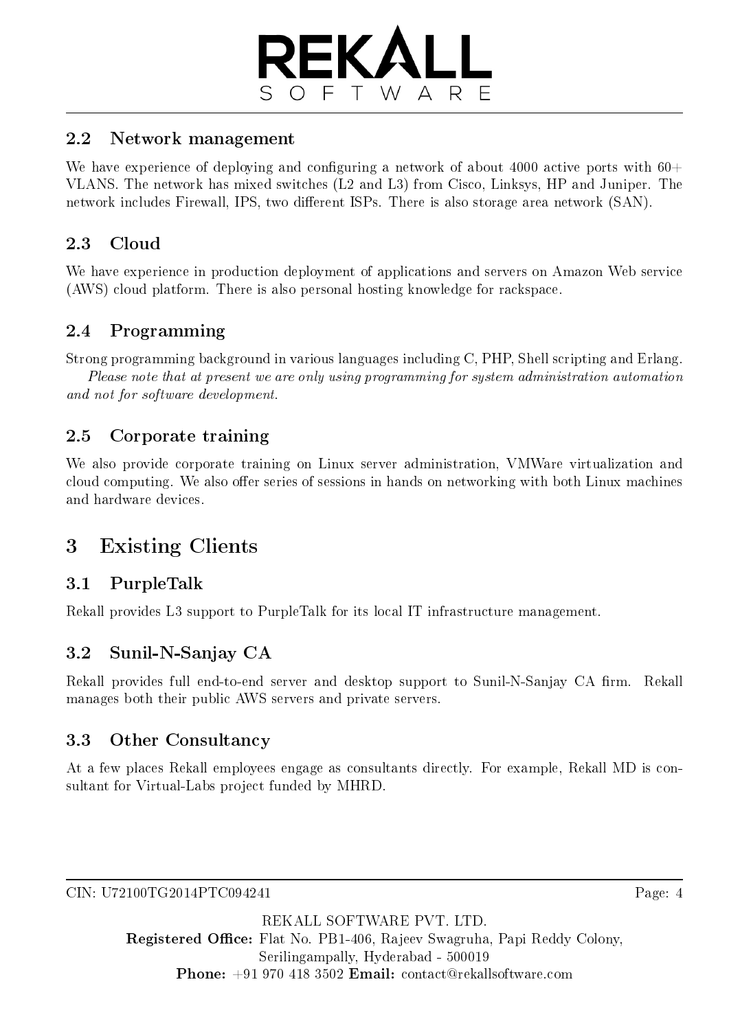### 2.2 Network management

We have experience of deploying and configuring a network of about 4000 active ports with 60+ VLANS. The network has mixed switches (L2 and L3) from Cisco, Linksys, HP and Juniper. The network includes Firewall, IPS, two different ISPs. There is also storage area network (SAN).

### 2.3 Cloud

We have experience in production deployment of applications and servers on Amazon Web service (AWS) cloud platform. There is also personal hosting knowledge for rackspace.

### 2.4 Programming

Strong programming background in various languages including C, PHP, Shell scripting and Erlang.

*Please note that at present we are only using programming for system administration automation and not for software development.*

### 2.5 Corporate training

We also provide corporate training on Linux server administration, VMWare virtualization and cloud computing. We also offer series of sessions in hands on networking with both Linux machines and hardware devices.

## 3 Existing Clients

### 3.1 PurpleTalk

Rekall provides L3 support to PurpleTalk for its local IT infrastructure management.

### 3.2 Sunil-N-Sanjay CA

Rekall provides full end-to-end server and desktop support to Sunil-N-Sanjay CA firm. Rekall manages both their public AWS servers and private servers.

### 3.3 Other Consultancy

At a few places Rekall employees engage as consultants directly. For example, Rekall MD is consultant for Virtual-Labs project funded by MHRD.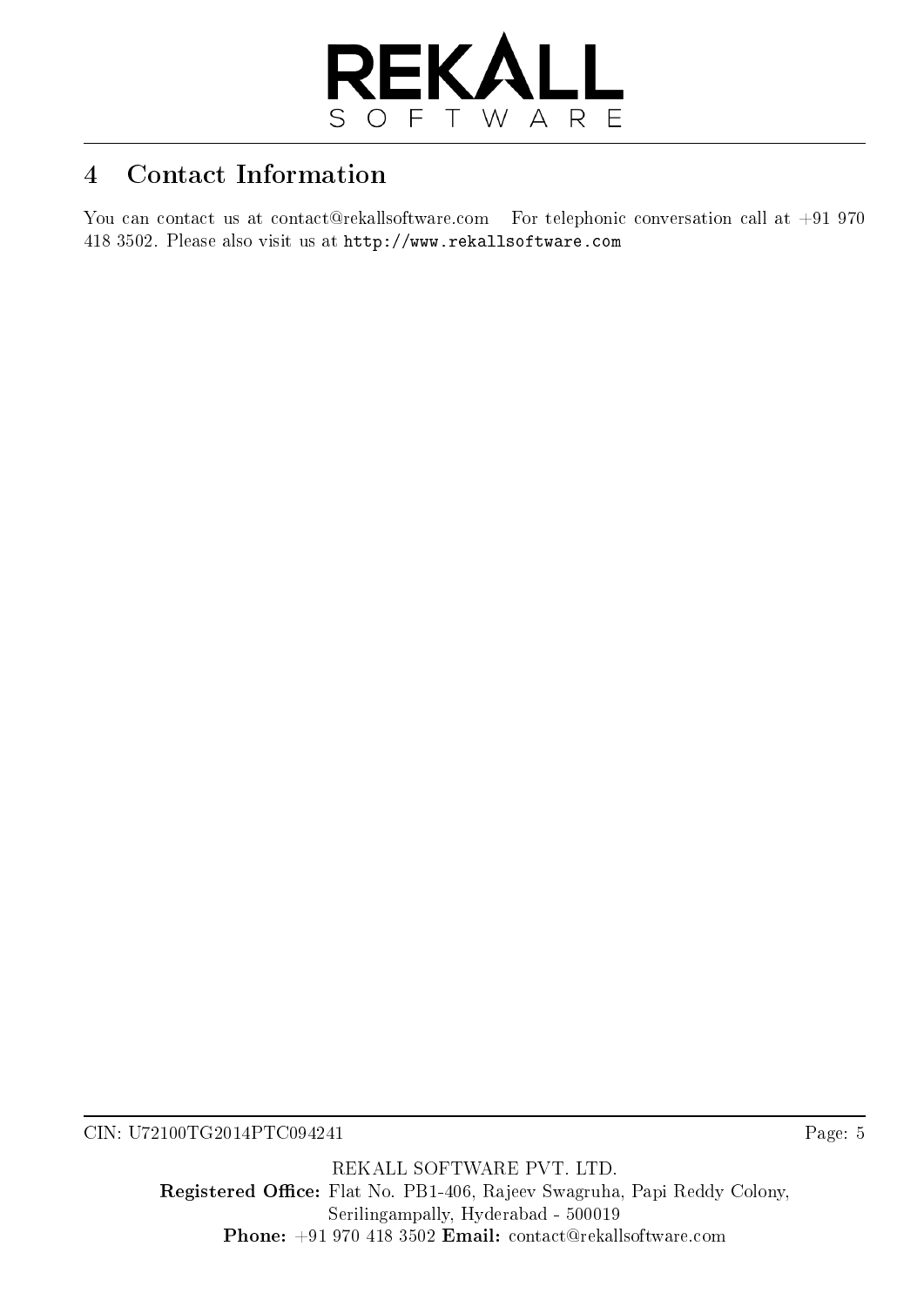## 4 Contact Information

You can contact us at contact@rekallsoftware.com For telephonic conversation call at +91 970 418 3502. Please also visit us at http://www.rekallsoftware.com